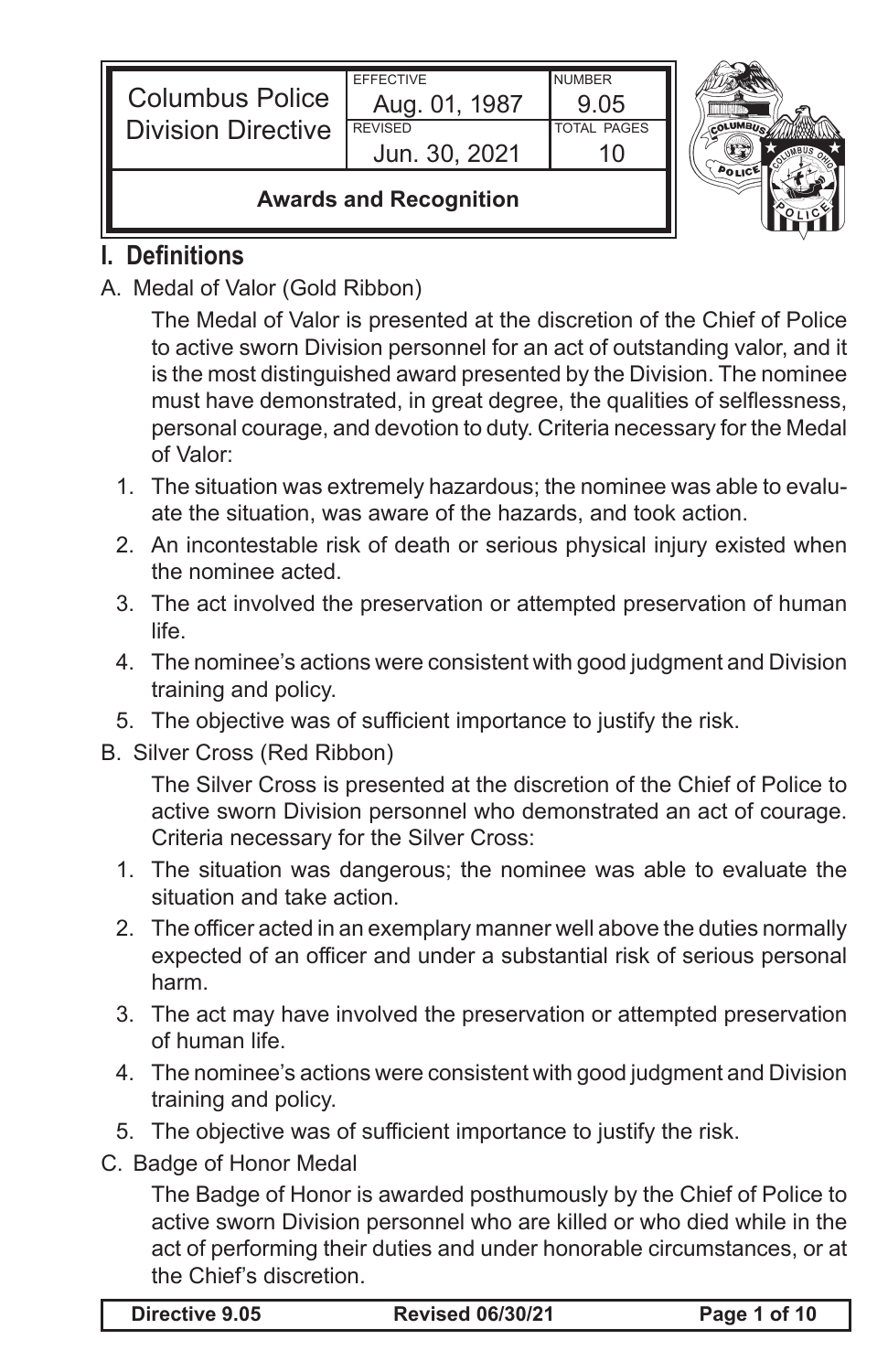| Columbus Police Division Directive | EFFECTIVE Aug. 01, 1987 | NUMBER 9.05 |
| --- | --- | --- |
| | REVISED Jun. 30, 2021 | TOTAL PAGES 10 |
| **Awards and Recognition** | | |

## I. Definitions

A. Medal of Valor (Gold Ribbon)

The Medal of Valor is presented at the discretion of the Chief of Police to active sworn Division personnel for an act of outstanding valor, and it is the most distinguished award presented by the Division. The nominee must have demonstrated, in great degree, the qualities of selflessness, personal courage, and devotion to duty. Criteria necessary for the Medal of Valor:

1. The situation was extremely hazardous; the nominee was able to evaluate the situation, was aware of the hazards, and took action.
2. An incontestable risk of death or serious physical injury existed when the nominee acted.
3. The act involved the preservation or attempted preservation of human life.
4. The nominee's actions were consistent with good judgment and Division training and policy.
5. The objective was of sufficient importance to justify the risk.

B. Silver Cross (Red Ribbon)

The Silver Cross is presented at the discretion of the Chief of Police to active sworn Division personnel who demonstrated an act of courage. Criteria necessary for the Silver Cross:

1. The situation was dangerous; the nominee was able to evaluate the situation and take action.
2. The officer acted in an exemplary manner well above the duties normally expected of an officer and under a substantial risk of serious personal harm.
3. The act may have involved the preservation or attempted preservation of human life.
4. The nominee's actions were consistent with good judgment and Division training and policy.
5. The objective was of sufficient importance to justify the risk.

C. Badge of Honor Medal

The Badge of Honor is awarded posthumously by the Chief of Police to active sworn Division personnel who are killed or who died while in the act of performing their duties and under honorable circumstances, or at the Chief's discretion.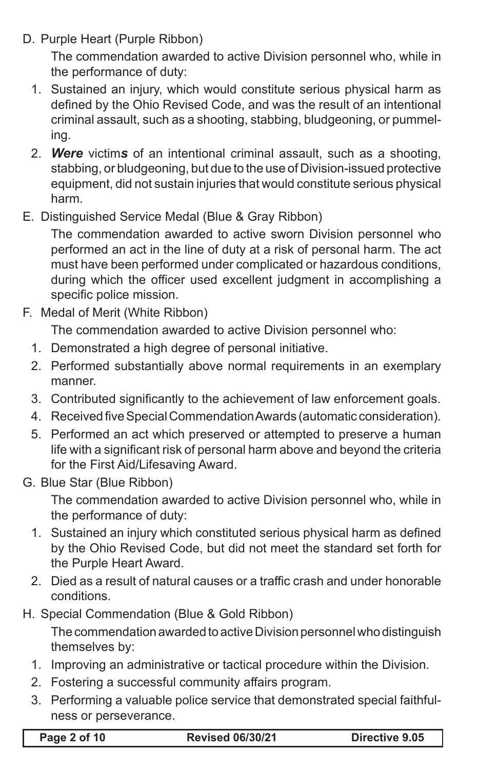D. Purple Heart (Purple Ribbon)

   The commendation awarded to active Division personnel who, while in the performance of duty:

   1. Sustained an injury, which would constitute serious physical harm as defined by the Ohio Revised Code, and was the result of an intentional criminal assault, such as a shooting, stabbing, bludgeoning, or pummeling.
   2. ***Were*** victim***s*** of an intentional criminal assault, such as a shooting, stabbing, or bludgeoning, but due to the use of Division-issued protective equipment, did not sustain injuries that would constitute serious physical harm.

E. Distinguished Service Medal (Blue & Gray Ribbon)

   The commendation awarded to active sworn Division personnel who performed an act in the line of duty at a risk of personal harm. The act must have been performed under complicated or hazardous conditions, during which the officer used excellent judgment in accomplishing a specific police mission.

F. Medal of Merit (White Ribbon)

   The commendation awarded to active Division personnel who:

   1. Demonstrated a high degree of personal initiative.
   2. Performed substantially above normal requirements in an exemplary manner.
   3. Contributed significantly to the achievement of law enforcement goals.
   4. Received five Special Commendation Awards (automatic consideration).
   5. Performed an act which preserved or attempted to preserve a human life with a significant risk of personal harm above and beyond the criteria for the First Aid/Lifesaving Award.

G. Blue Star (Blue Ribbon)

   The commendation awarded to active Division personnel who, while in the performance of duty:

   1. Sustained an injury which constituted serious physical harm as defined by the Ohio Revised Code, but did not meet the standard set forth for the Purple Heart Award.
   2. Died as a result of natural causes or a traffic crash and under honorable conditions.

H. Special Commendation (Blue & Gold Ribbon)

   The commendation awarded to active Division personnel who distinguish themselves by:

   1. Improving an administrative or tactical procedure within the Division.
   2. Fostering a successful community affairs program.
   3. Performing a valuable police service that demonstrated special faithfulness or perseverance.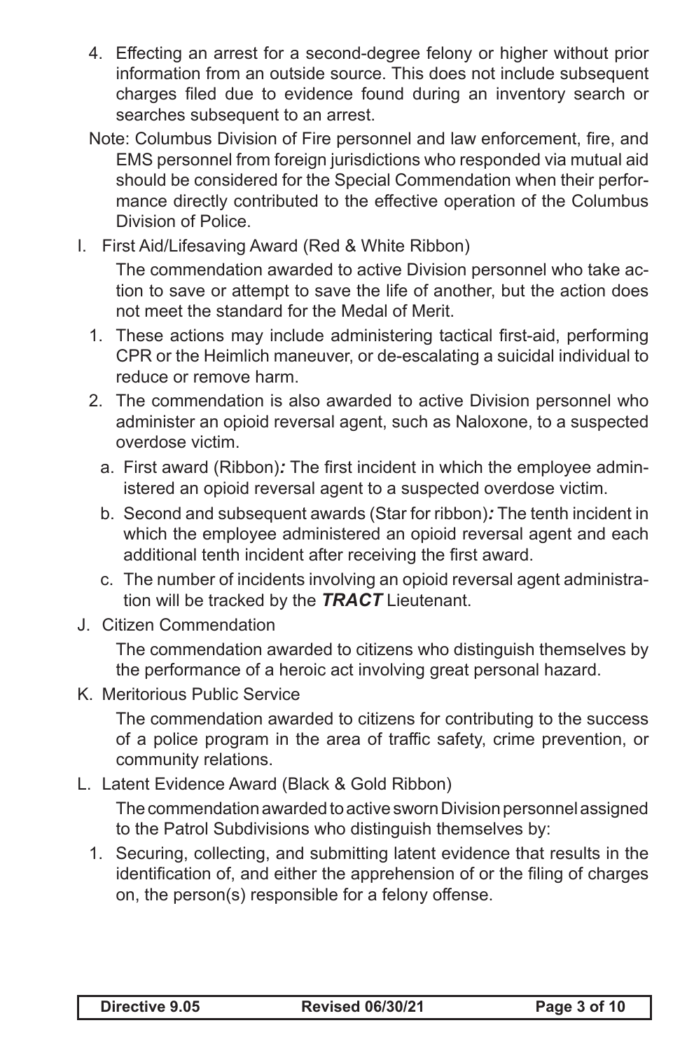4. Effecting an arrest for a second-degree felony or higher without prior information from an outside source. This does not include subsequent charges filed due to evidence found during an inventory search or searches subsequent to an arrest.

Note: Columbus Division of Fire personnel and law enforcement, fire, and EMS personnel from foreign jurisdictions who responded via mutual aid should be considered for the Special Commendation when their performance directly contributed to the effective operation of the Columbus Division of Police.

I. First Aid/Lifesaving Award (Red & White Ribbon)

The commendation awarded to active Division personnel who take action to save or attempt to save the life of another, but the action does not meet the standard for the Medal of Merit.

1. These actions may include administering tactical first-aid, performing CPR or the Heimlich maneuver, or de-escalating a suicidal individual to reduce or remove harm.
2. The commendation is also awarded to active Division personnel who administer an opioid reversal agent, such as Naloxone, to a suspected overdose victim.
   a. First award (Ribbon)*:* The first incident in which the employee administered an opioid reversal agent to a suspected overdose victim.
   b. Second and subsequent awards (Star for ribbon)*:* The tenth incident in which the employee administered an opioid reversal agent and each additional tenth incident after receiving the first award.
   c. The number of incidents involving an opioid reversal agent administration will be tracked by the ***TRACT*** Lieutenant.

J. Citizen Commendation

The commendation awarded to citizens who distinguish themselves by the performance of a heroic act involving great personal hazard.

K. Meritorious Public Service

The commendation awarded to citizens for contributing to the success of a police program in the area of traffic safety, crime prevention, or community relations.

L. Latent Evidence Award (Black & Gold Ribbon)

The commendation awarded to active sworn Division personnel assigned to the Patrol Subdivisions who distinguish themselves by:

1. Securing, collecting, and submitting latent evidence that results in the identification of, and either the apprehension of or the filing of charges on, the person(s) responsible for a felony offense.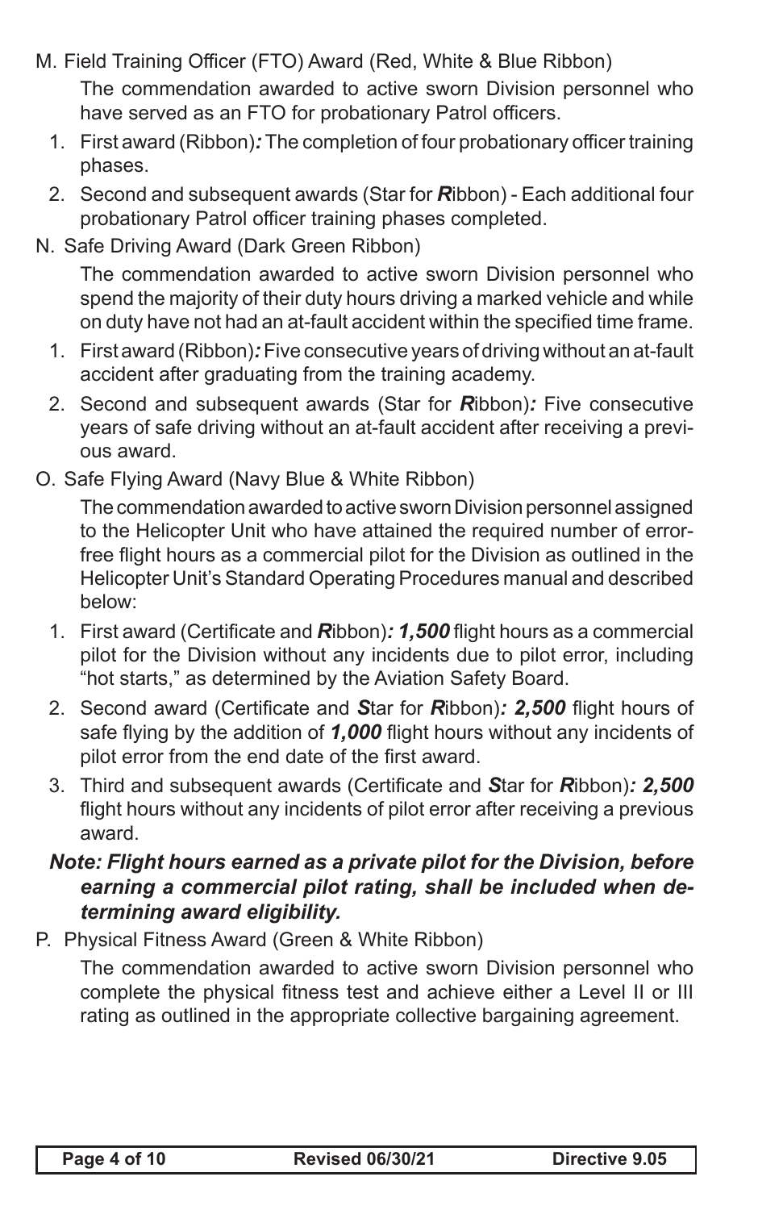M. Field Training Officer (FTO) Award (Red, White & Blue Ribbon)

The commendation awarded to active sworn Division personnel who have served as an FTO for probationary Patrol officers.

1. First award (Ribbon)*:* The completion of four probationary officer training phases.
2. Second and subsequent awards (Star for ***R***ibbon) - Each additional four probationary Patrol officer training phases completed.

N. Safe Driving Award (Dark Green Ribbon)

The commendation awarded to active sworn Division personnel who spend the majority of their duty hours driving a marked vehicle and while on duty have not had an at-fault accident within the specified time frame.

1. First award (Ribbon)*:* Five consecutive years of driving without an at-fault accident after graduating from the training academy.
2. Second and subsequent awards (Star for ***R***ibbon)*:* Five consecutive years of safe driving without an at-fault accident after receiving a previous award.

O. Safe Flying Award (Navy Blue & White Ribbon)

The commendation awarded to active sworn Division personnel assigned to the Helicopter Unit who have attained the required number of error-free flight hours as a commercial pilot for the Division as outlined in the Helicopter Unit's Standard Operating Procedures manual and described below:

1. First award (Certificate and ***R***ibbon)***: 1,500*** flight hours as a commercial pilot for the Division without any incidents due to pilot error, including "hot starts," as determined by the Aviation Safety Board.
2. Second award (Certificate and ***S***tar for ***R***ibbon)***: 2,500*** flight hours of safe flying by the addition of ***1,000*** flight hours without any incidents of pilot error from the end date of the first award.
3. Third and subsequent awards (Certificate and ***S***tar for ***R***ibbon)***: 2,500*** flight hours without any incidents of pilot error after receiving a previous award.

***Note: Flight hours earned as a private pilot for the Division, before earning a commercial pilot rating, shall be included when determining award eligibility.***

P. Physical Fitness Award (Green & White Ribbon)

The commendation awarded to active sworn Division personnel who complete the physical fitness test and achieve either a Level II or III rating as outlined in the appropriate collective bargaining agreement.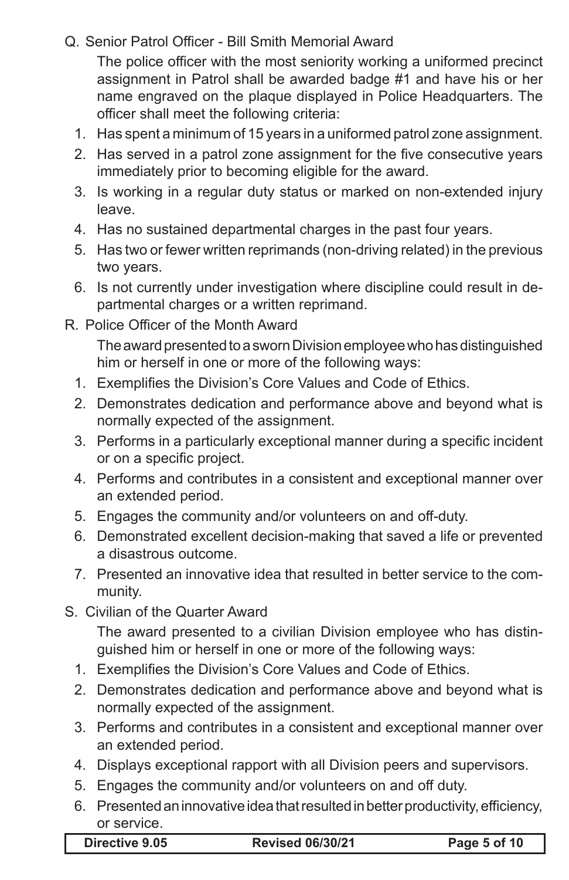Q. Senior Patrol Officer - Bill Smith Memorial Award

The police officer with the most seniority working a uniformed precinct assignment in Patrol shall be awarded badge #1 and have his or her name engraved on the plaque displayed in Police Headquarters. The officer shall meet the following criteria:

1. Has spent a minimum of 15 years in a uniformed patrol zone assignment.
2. Has served in a patrol zone assignment for the five consecutive years immediately prior to becoming eligible for the award.
3. Is working in a regular duty status or marked on non-extended injury leave.
4. Has no sustained departmental charges in the past four years.
5. Has two or fewer written reprimands (non-driving related) in the previous two years.
6. Is not currently under investigation where discipline could result in departmental charges or a written reprimand.

R. Police Officer of the Month Award

The award presented to a sworn Division employee who has distinguished him or herself in one or more of the following ways:

1. Exemplifies the Division's Core Values and Code of Ethics.
2. Demonstrates dedication and performance above and beyond what is normally expected of the assignment.
3. Performs in a particularly exceptional manner during a specific incident or on a specific project.
4. Performs and contributes in a consistent and exceptional manner over an extended period.
5. Engages the community and/or volunteers on and off-duty.
6. Demonstrated excellent decision-making that saved a life or prevented a disastrous outcome.
7. Presented an innovative idea that resulted in better service to the community.

S. Civilian of the Quarter Award

The award presented to a civilian Division employee who has distinguished him or herself in one or more of the following ways:

1. Exemplifies the Division's Core Values and Code of Ethics.
2. Demonstrates dedication and performance above and beyond what is normally expected of the assignment.
3. Performs and contributes in a consistent and exceptional manner over an extended period.
4. Displays exceptional rapport with all Division peers and supervisors.
5. Engages the community and/or volunteers on and off duty.
6. Presented an innovative idea that resulted in better productivity, efficiency, or service.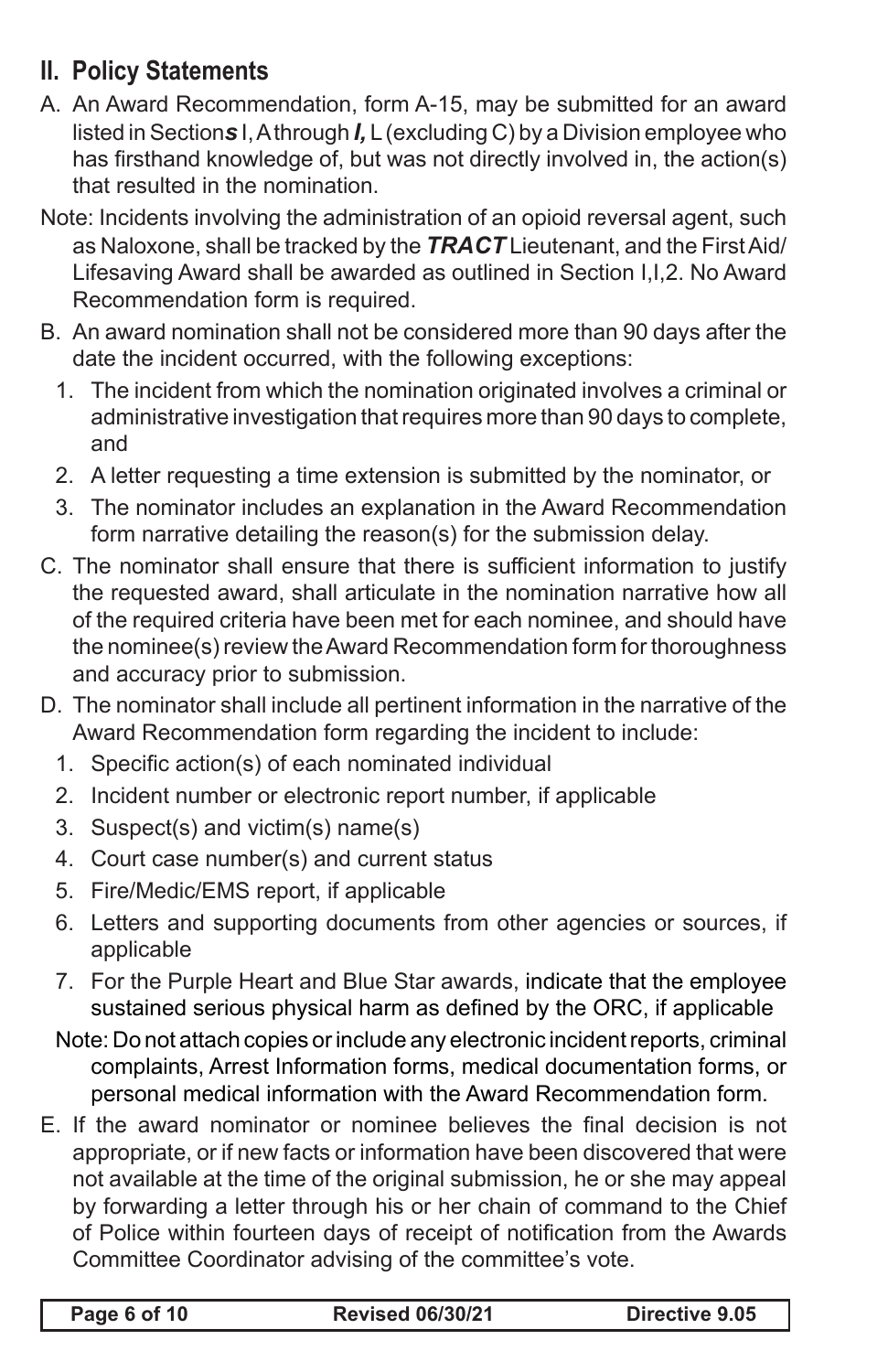## II. Policy Statements

A. An Award Recommendation, form A-15, may be submitted for an award listed in Section***s*** I, A through ***I,*** L (excluding C) by a Division employee who has firsthand knowledge of, but was not directly involved in, the action(s) that resulted in the nomination.

Note: Incidents involving the administration of an opioid reversal agent, such as Naloxone, shall be tracked by the ***TRACT*** Lieutenant, and the First Aid/ Lifesaving Award shall be awarded as outlined in Section I,I,2. No Award Recommendation form is required.

B. An award nomination shall not be considered more than 90 days after the date the incident occurred, with the following exceptions:

   1. The incident from which the nomination originated involves a criminal or administrative investigation that requires more than 90 days to complete, and
   2. A letter requesting a time extension is submitted by the nominator, or
   3. The nominator includes an explanation in the Award Recommendation form narrative detailing the reason(s) for the submission delay.

C. The nominator shall ensure that there is sufficient information to justify the requested award, shall articulate in the nomination narrative how all of the required criteria have been met for each nominee, and should have the nominee(s) review the Award Recommendation form for thoroughness and accuracy prior to submission.

D. The nominator shall include all pertinent information in the narrative of the Award Recommendation form regarding the incident to include:

   1. Specific action(s) of each nominated individual
   2. Incident number or electronic report number, if applicable
   3. Suspect(s) and victim(s) name(s)
   4. Court case number(s) and current status
   5. Fire/Medic/EMS report, if applicable
   6. Letters and supporting documents from other agencies or sources, if applicable
   7. For the Purple Heart and Blue Star awards, indicate that the employee sustained serious physical harm as defined by the ORC, if applicable

   Note: Do not attach copies or include any electronic incident reports, criminal complaints, Arrest Information forms, medical documentation forms, or personal medical information with the Award Recommendation form.

E. If the award nominator or nominee believes the final decision is not appropriate, or if new facts or information have been discovered that were not available at the time of the original submission, he or she may appeal by forwarding a letter through his or her chain of command to the Chief of Police within fourteen days of receipt of notification from the Awards Committee Coordinator advising of the committee's vote.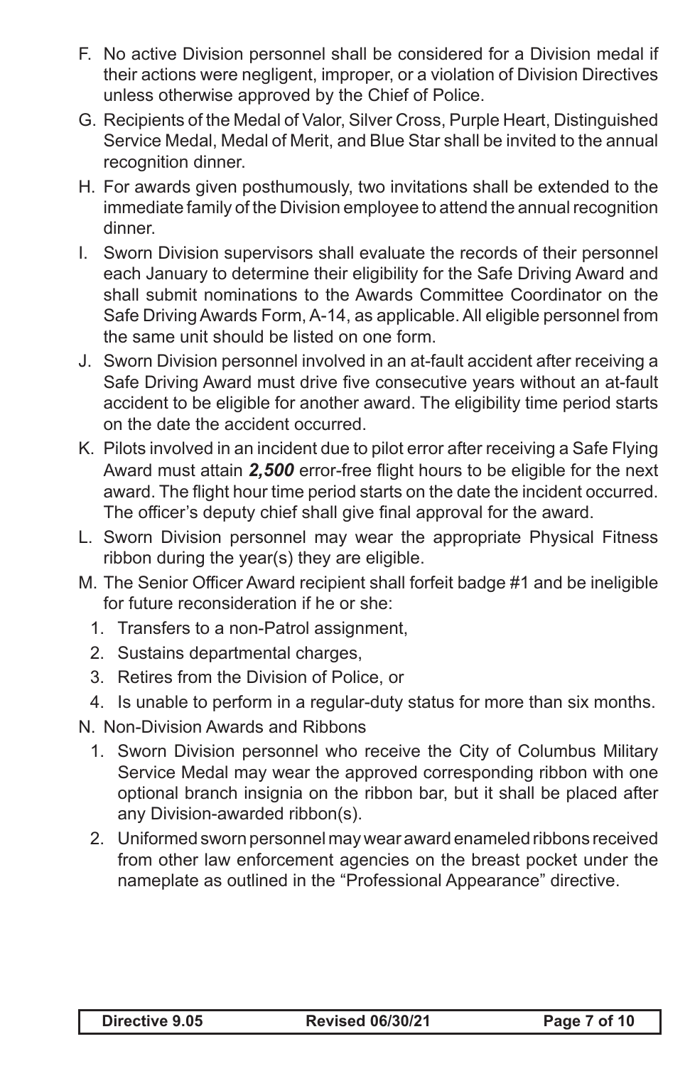F. No active Division personnel shall be considered for a Division medal if their actions were negligent, improper, or a violation of Division Directives unless otherwise approved by the Chief of Police.

G. Recipients of the Medal of Valor, Silver Cross, Purple Heart, Distinguished Service Medal, Medal of Merit, and Blue Star shall be invited to the annual recognition dinner.

H. For awards given posthumously, two invitations shall be extended to the immediate family of the Division employee to attend the annual recognition dinner.

I. Sworn Division supervisors shall evaluate the records of their personnel each January to determine their eligibility for the Safe Driving Award and shall submit nominations to the Awards Committee Coordinator on the Safe Driving Awards Form, A-14, as applicable. All eligible personnel from the same unit should be listed on one form.

J. Sworn Division personnel involved in an at-fault accident after receiving a Safe Driving Award must drive five consecutive years without an at-fault accident to be eligible for another award. The eligibility time period starts on the date the accident occurred.

K. Pilots involved in an incident due to pilot error after receiving a Safe Flying Award must attain ***2,500*** error-free flight hours to be eligible for the next award. The flight hour time period starts on the date the incident occurred. The officer's deputy chief shall give final approval for the award.

L. Sworn Division personnel may wear the appropriate Physical Fitness ribbon during the year(s) they are eligible.

M. The Senior Officer Award recipient shall forfeit badge #1 and be ineligible for future reconsideration if he or she:

   1. Transfers to a non-Patrol assignment,
   2. Sustains departmental charges,
   3. Retires from the Division of Police, or
   4. Is unable to perform in a regular-duty status for more than six months.

N. Non-Division Awards and Ribbons

   1. Sworn Division personnel who receive the City of Columbus Military Service Medal may wear the approved corresponding ribbon with one optional branch insignia on the ribbon bar, but it shall be placed after any Division-awarded ribbon(s).
   2. Uniformed sworn personnel may wear award enameled ribbons received from other law enforcement agencies on the breast pocket under the nameplate as outlined in the "Professional Appearance" directive.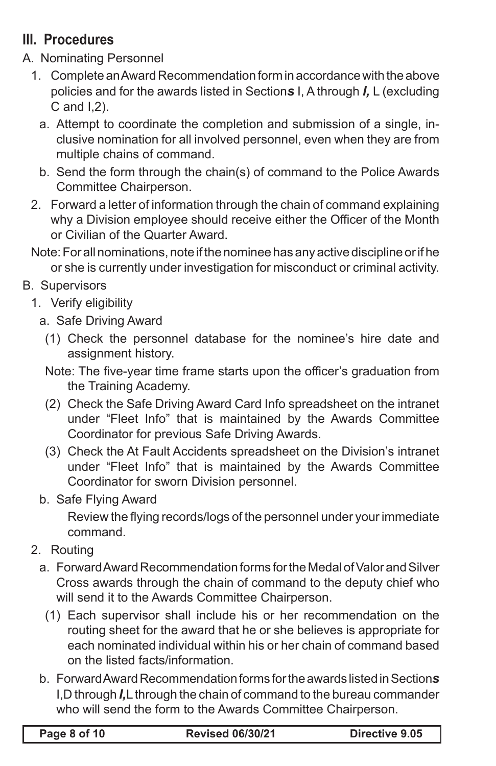## III. Procedures

A. Nominating Personnel

1. Complete an Award Recommendation form in accordance with the above policies and for the awards listed in Section***s*** I, A through ***I,*** L (excluding C and I,2).
   - a. Attempt to coordinate the completion and submission of a single, inclusive nomination for all involved personnel, even when they are from multiple chains of command.
   - b. Send the form through the chain(s) of command to the Police Awards Committee Chairperson.
2. Forward a letter of information through the chain of command explaining why a Division employee should receive either the Officer of the Month or Civilian of the Quarter Award.

Note: For all nominations, note if the nominee has any active discipline or if he or she is currently under investigation for misconduct or criminal activity.

B. Supervisors

1. Verify eligibility
   - a. Safe Driving Award
     - (1) Check the personnel database for the nominee's hire date and assignment history.

       Note: The five-year time frame starts upon the officer's graduation from the Training Academy.
     - (2) Check the Safe Driving Award Card Info spreadsheet on the intranet under "Fleet Info" that is maintained by the Awards Committee Coordinator for previous Safe Driving Awards.
     - (3) Check the At Fault Accidents spreadsheet on the Division's intranet under "Fleet Info" that is maintained by the Awards Committee Coordinator for sworn Division personnel.
   - b. Safe Flying Award

     Review the flying records/logs of the personnel under your immediate command.
2. Routing
   - a. Forward Award Recommendation forms for the Medal of Valor and Silver Cross awards through the chain of command to the deputy chief who will send it to the Awards Committee Chairperson.
     - (1) Each supervisor shall include his or her recommendation on the routing sheet for the award that he or she believes is appropriate for each nominated individual within his or her chain of command based on the listed facts/information.
   - b. Forward Award Recommendation forms for the awards listed in Section***s*** I,D through ***I,*** L through the chain of command to the bureau commander who will send the form to the Awards Committee Chairperson.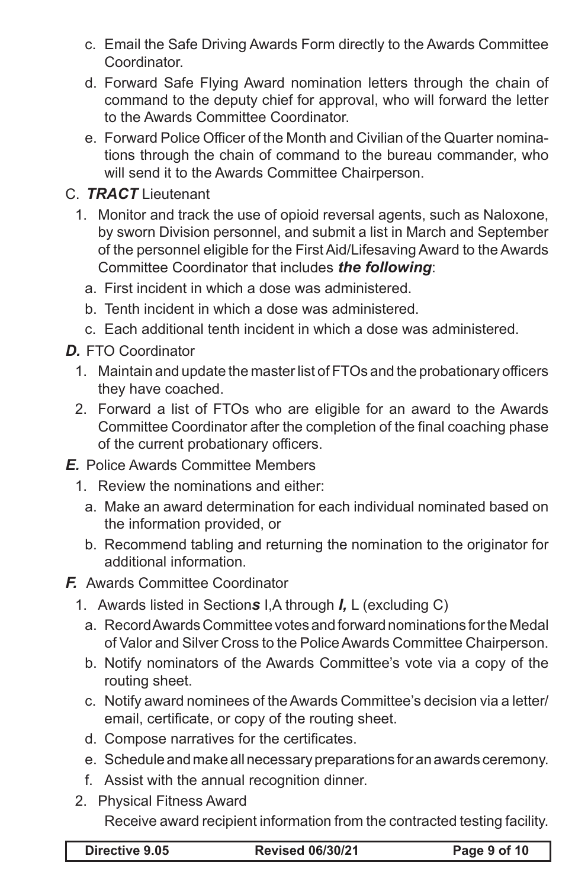c. Email the Safe Driving Awards Form directly to the Awards Committee Coordinator.

d. Forward Safe Flying Award nomination letters through the chain of command to the deputy chief for approval, who will forward the letter to the Awards Committee Coordinator.

e. Forward Police Officer of the Month and Civilian of the Quarter nominations through the chain of command to the bureau commander, who will send it to the Awards Committee Chairperson.

C. ***TRACT*** Lieutenant

1. Monitor and track the use of opioid reversal agents, such as Naloxone, by sworn Division personnel, and submit a list in March and September of the personnel eligible for the First Aid/Lifesaving Award to the Awards Committee Coordinator that includes ***the following***:

   a. First incident in which a dose was administered.

   b. Tenth incident in which a dose was administered.

   c. Each additional tenth incident in which a dose was administered.

***D.*** FTO Coordinator

1. Maintain and update the master list of FTOs and the probationary officers they have coached.

2. Forward a list of FTOs who are eligible for an award to the Awards Committee Coordinator after the completion of the final coaching phase of the current probationary officers.

***E.*** Police Awards Committee Members

1. Review the nominations and either:

   a. Make an award determination for each individual nominated based on the information provided, or

   b. Recommend tabling and returning the nomination to the originator for additional information.

***F.*** Awards Committee Coordinator

1. Awards listed in Section***s*** I,A through ***I,*** L (excluding C)

   a. Record Awards Committee votes and forward nominations for the Medal of Valor and Silver Cross to the Police Awards Committee Chairperson.

   b. Notify nominators of the Awards Committee's vote via a copy of the routing sheet.

   c. Notify award nominees of the Awards Committee's decision via a letter/email, certificate, or copy of the routing sheet.

   d. Compose narratives for the certificates.

   e. Schedule and make all necessary preparations for an awards ceremony.

   f. Assist with the annual recognition dinner.

2. Physical Fitness Award

   Receive award recipient information from the contracted testing facility.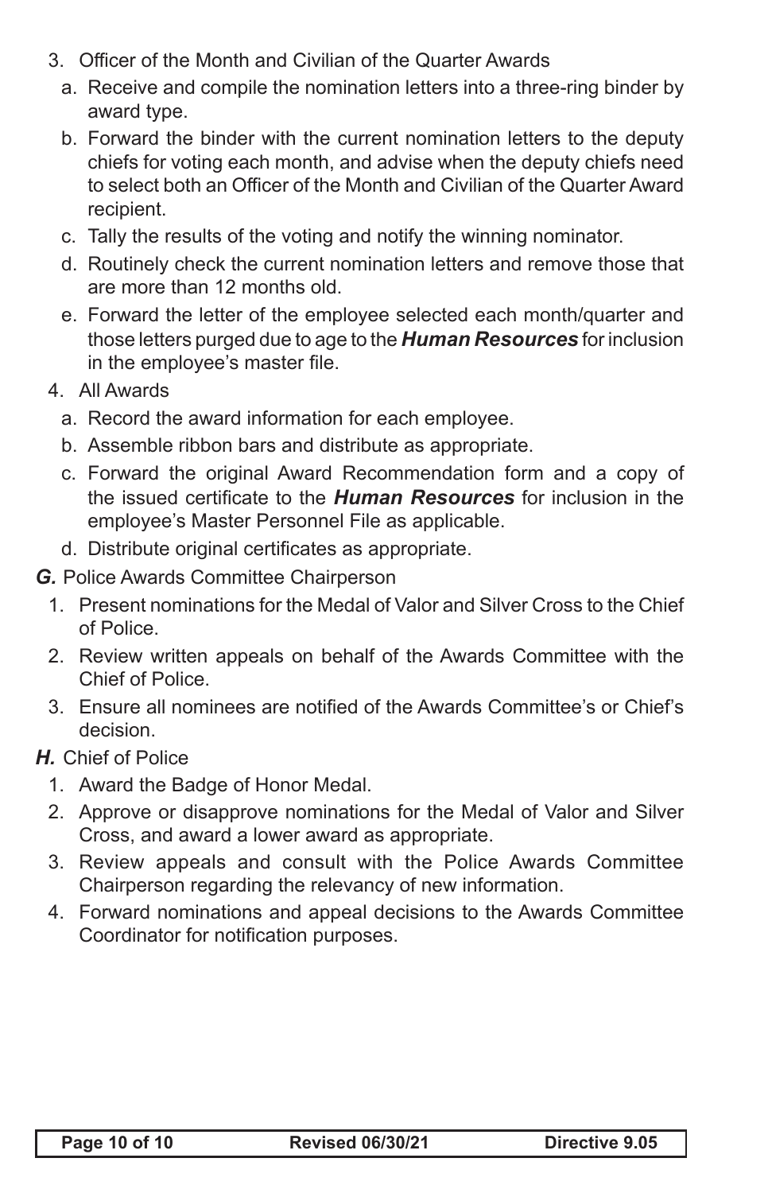3. Officer of the Month and Civilian of the Quarter Awards
   a. Receive and compile the nomination letters into a three-ring binder by award type.
   b. Forward the binder with the current nomination letters to the deputy chiefs for voting each month, and advise when the deputy chiefs need to select both an Officer of the Month and Civilian of the Quarter Award recipient.
   c. Tally the results of the voting and notify the winning nominator.
   d. Routinely check the current nomination letters and remove those that are more than 12 months old.
   e. Forward the letter of the employee selected each month/quarter and those letters purged due to age to the ***Human Resources*** for inclusion in the employee's master file.
4. All Awards
   a. Record the award information for each employee.
   b. Assemble ribbon bars and distribute as appropriate.
   c. Forward the original Award Recommendation form and a copy of the issued certificate to the ***Human Resources*** for inclusion in the employee's Master Personnel File as applicable.
   d. Distribute original certificates as appropriate.

***G.*** Police Awards Committee Chairperson

1. Present nominations for the Medal of Valor and Silver Cross to the Chief of Police.
2. Review written appeals on behalf of the Awards Committee with the Chief of Police.
3. Ensure all nominees are notified of the Awards Committee's or Chief's decision.

***H.*** Chief of Police

1. Award the Badge of Honor Medal.
2. Approve or disapprove nominations for the Medal of Valor and Silver Cross, and award a lower award as appropriate.
3. Review appeals and consult with the Police Awards Committee Chairperson regarding the relevancy of new information.
4. Forward nominations and appeal decisions to the Awards Committee Coordinator for notification purposes.